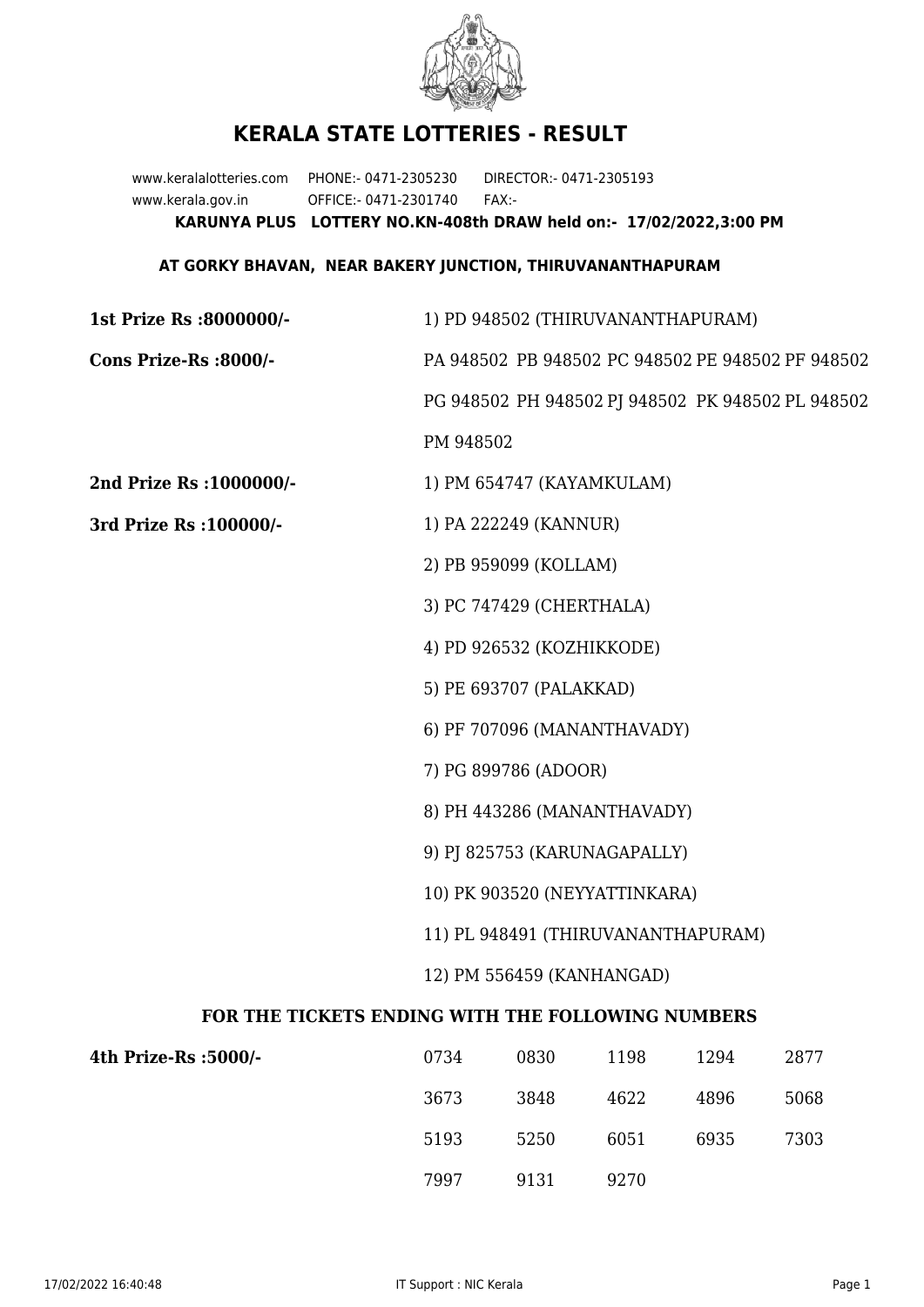# KERALA STATE LOTTERIES - RESULT

www.keralalotteries.com PHONE:- 0471-2305230 DIRECTOR:- 0471-2305193
www.kerala.gov.in OFFICE:- 0471-2301740 FAX:-

**KARUNYA PLUS LOTTERY NO.KN-408th DRAW held on:- 17/02/2022,3:00 PM**

**AT GORKY BHAVAN, NEAR BAKERY JUNCTION, THIRUVANANTHAPURAM**

**1st Prize Rs :8000000/-** 1) PD 948502 (THIRUVANANTHAPURAM)

**Cons Prize-Rs :8000/-** PA 948502 PB 948502 PC 948502 PE 948502 PF 948502 PG 948502 PH 948502 PJ 948502 PK 948502 PL 948502 PM 948502

**2nd Prize Rs :1000000/-** 1) PM 654747 (KAYAMKULAM)

**3rd Prize Rs :100000/-**

1) PA 222249 (KANNUR)
2) PB 959099 (KOLLAM)
3) PC 747429 (CHERTHALA)
4) PD 926532 (KOZHIKKODE)
5) PE 693707 (PALAKKAD)
6) PF 707096 (MANANTHAVADY)
7) PG 899786 (ADOOR)
8) PH 443286 (MANANTHAVADY)
9) PJ 825753 (KARUNAGAPALLY)
10) PK 903520 (NEYYATTINKARA)
11) PL 948491 (THIRUVANANTHAPURAM)
12) PM 556459 (KANHANGAD)

## FOR THE TICKETS ENDING WITH THE FOLLOWING NUMBERS

**4th Prize-Rs :5000/-**

| | | | | |
|---|---|---|---|---|
| 0734 | 0830 | 1198 | 1294 | 2877 |
| 3673 | 3848 | 4622 | 4896 | 5068 |
| 5193 | 5250 | 6051 | 6935 | 7303 |
| 7997 | 9131 | 9270 | | |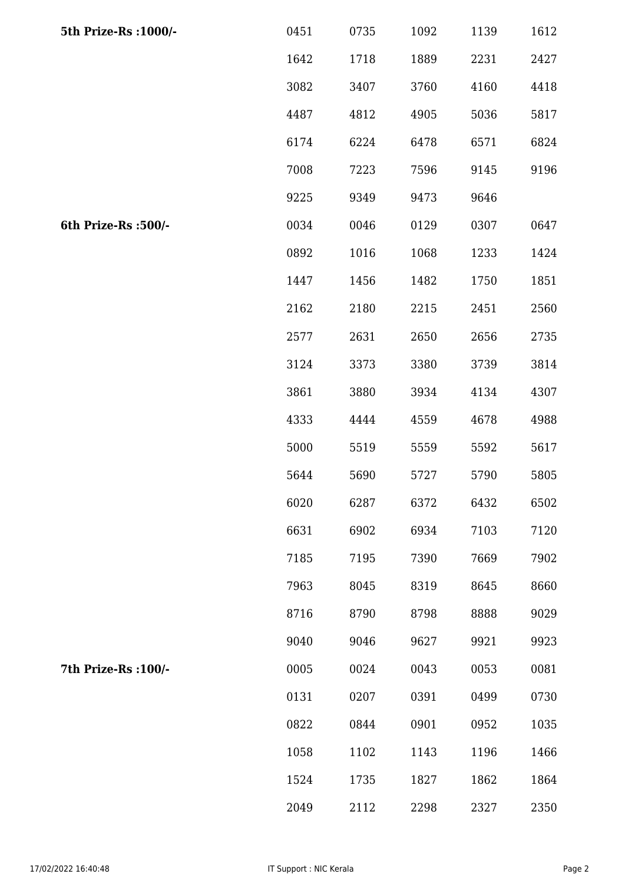| | | | | | |
|---|---|---|---|---|---|
| **5th Prize-Rs :1000/-** | 0451 | 0735 | 1092 | 1139 | 1612 |
| | 1642 | 1718 | 1889 | 2231 | 2427 |
| | 3082 | 3407 | 3760 | 4160 | 4418 |
| | 4487 | 4812 | 4905 | 5036 | 5817 |
| | 6174 | 6224 | 6478 | 6571 | 6824 |
| | 7008 | 7223 | 7596 | 9145 | 9196 |
| | 9225 | 9349 | 9473 | 9646 | |
| **6th Prize-Rs :500/-** | 0034 | 0046 | 0129 | 0307 | 0647 |
| | 0892 | 1016 | 1068 | 1233 | 1424 |
| | 1447 | 1456 | 1482 | 1750 | 1851 |
| | 2162 | 2180 | 2215 | 2451 | 2560 |
| | 2577 | 2631 | 2650 | 2656 | 2735 |
| | 3124 | 3373 | 3380 | 3739 | 3814 |
| | 3861 | 3880 | 3934 | 4134 | 4307 |
| | 4333 | 4444 | 4559 | 4678 | 4988 |
| | 5000 | 5519 | 5559 | 5592 | 5617 |
| | 5644 | 5690 | 5727 | 5790 | 5805 |
| | 6020 | 6287 | 6372 | 6432 | 6502 |
| | 6631 | 6902 | 6934 | 7103 | 7120 |
| | 7185 | 7195 | 7390 | 7669 | 7902 |
| | 7963 | 8045 | 8319 | 8645 | 8660 |
| | 8716 | 8790 | 8798 | 8888 | 9029 |
| | 9040 | 9046 | 9627 | 9921 | 9923 |
| **7th Prize-Rs :100/-** | 0005 | 0024 | 0043 | 0053 | 0081 |
| | 0131 | 0207 | 0391 | 0499 | 0730 |
| | 0822 | 0844 | 0901 | 0952 | 1035 |
| | 1058 | 1102 | 1143 | 1196 | 1466 |
| | 1524 | 1735 | 1827 | 1862 | 1864 |
| | 2049 | 2112 | 2298 | 2327 | 2350 |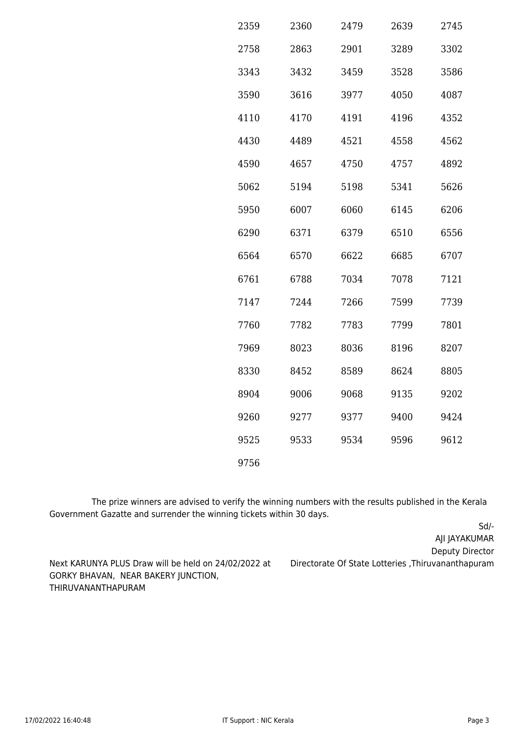| | | | | |
|---|---|---|---|---|
| 2359 | 2360 | 2479 | 2639 | 2745 |
| 2758 | 2863 | 2901 | 3289 | 3302 |
| 3343 | 3432 | 3459 | 3528 | 3586 |
| 3590 | 3616 | 3977 | 4050 | 4087 |
| 4110 | 4170 | 4191 | 4196 | 4352 |
| 4430 | 4489 | 4521 | 4558 | 4562 |
| 4590 | 4657 | 4750 | 4757 | 4892 |
| 5062 | 5194 | 5198 | 5341 | 5626 |
| 5950 | 6007 | 6060 | 6145 | 6206 |
| 6290 | 6371 | 6379 | 6510 | 6556 |
| 6564 | 6570 | 6622 | 6685 | 6707 |
| 6761 | 6788 | 7034 | 7078 | 7121 |
| 7147 | 7244 | 7266 | 7599 | 7739 |
| 7760 | 7782 | 7783 | 7799 | 7801 |
| 7969 | 8023 | 8036 | 8196 | 8207 |
| 8330 | 8452 | 8589 | 8624 | 8805 |
| 8904 | 9006 | 9068 | 9135 | 9202 |
| 9260 | 9277 | 9377 | 9400 | 9424 |
| 9525 | 9533 | 9534 | 9596 | 9612 |
| 9756 | | | | |

The prize winners are advised to verify the winning numbers with the results published in the Kerala Government Gazatte and surrender the winning tickets within 30 days.

Sd/-
AJI JAYAKUMAR
Deputy Director
Directorate Of State Lotteries ,Thiruvananthapuram

Next KARUNYA PLUS Draw will be held on 24/02/2022 at GORKY BHAVAN, NEAR BAKERY JUNCTION, THIRUVANANTHAPURAM